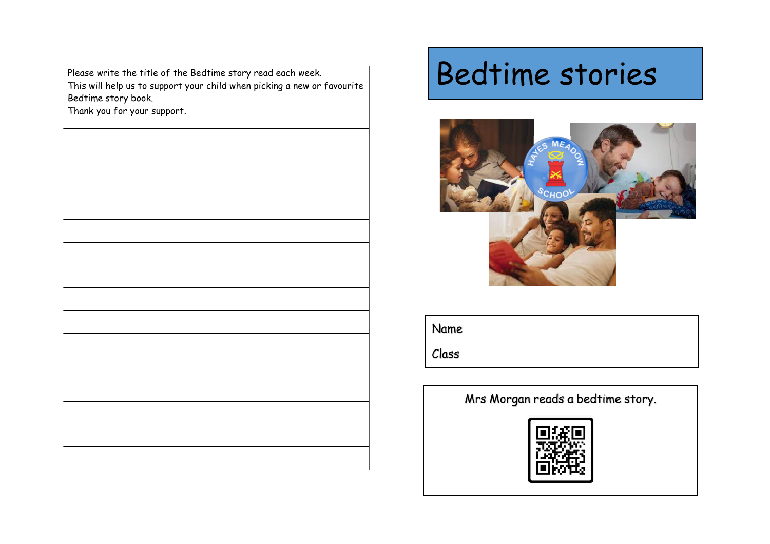Please write the title of the Bedtime story read each week.
This will help us to support your child when picking a new or favourite Bedtime story book.
Thank you for your support.

| | |
|---|---|
| | |
| | |
| | |
| | |
| | |
| | |
| | |
| | |
| | |
| | |
| | |
| | |
| | |
| | |
| | |

# Bedtime stories

Name

Class

Mrs Morgan reads a bedtime story.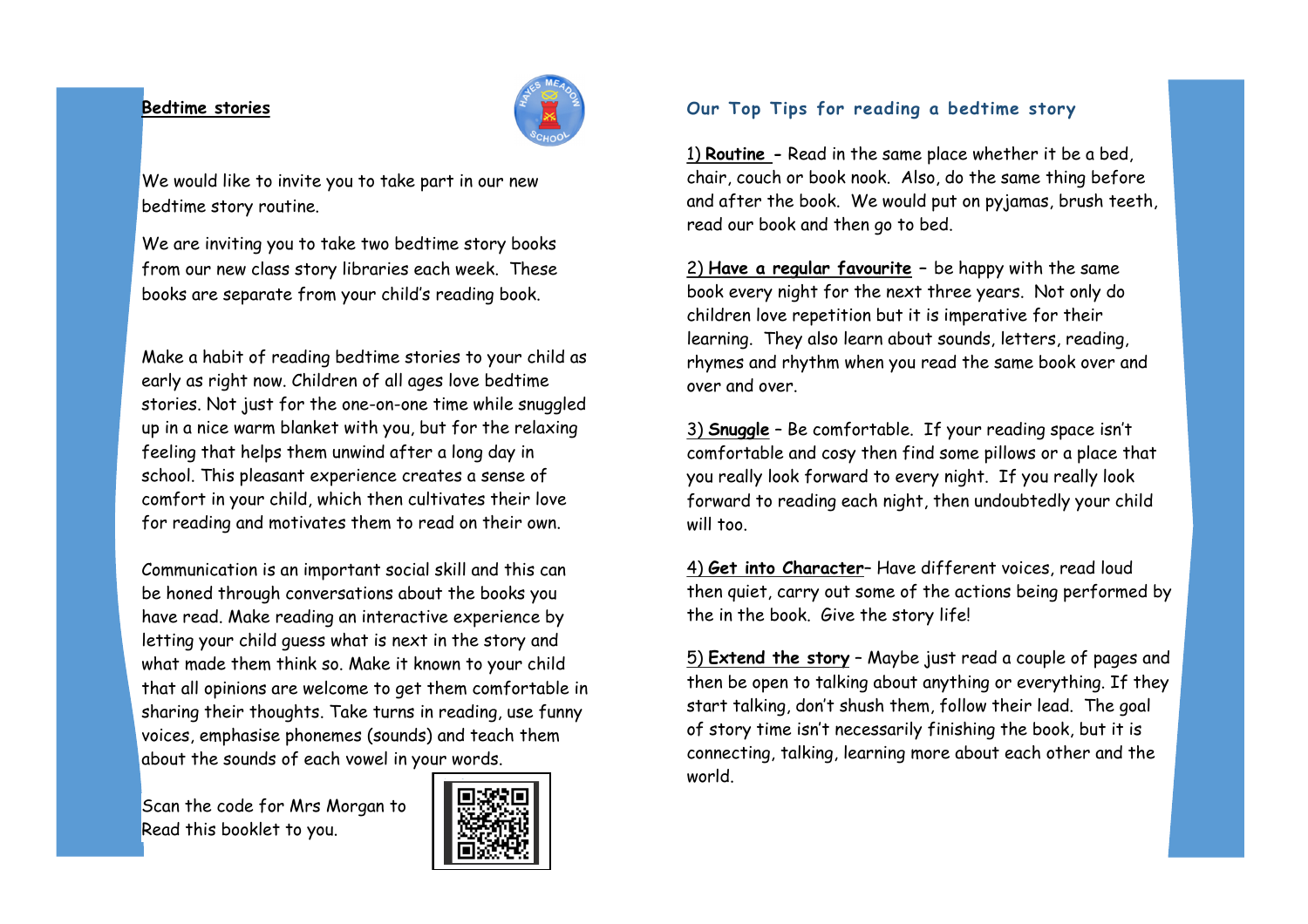## Bedtime stories

We would like to invite you to take part in our new bedtime story routine.

We are inviting you to take two bedtime story books from our new class story libraries each week. These books are separate from your child's reading book.

Make a habit of reading bedtime stories to your child as early as right now. Children of all ages love bedtime stories. Not just for the one-on-one time while snuggled up in a nice warm blanket with you, but for the relaxing feeling that helps them unwind after a long day in school. This pleasant experience creates a sense of comfort in your child, which then cultivates their love for reading and motivates them to read on their own.

Communication is an important social skill and this can be honed through conversations about the books you have read. Make reading an interactive experience by letting your child guess what is next in the story and what made them think so. Make it known to your child that all opinions are welcome to get them comfortable in sharing their thoughts. Take turns in reading, use funny voices, emphasise phonemes (sounds) and teach them about the sounds of each vowel in your words.

Scan the code for Mrs Morgan to Read this booklet to you.

## Our Top Tips for reading a bedtime story

1) **Routine** - Read in the same place whether it be a bed, chair, couch or book nook. Also, do the same thing before and after the book. We would put on pyjamas, brush teeth, read our book and then go to bed.

2) **Have a regular favourite** – be happy with the same book every night for the next three years. Not only do children love repetition but it is imperative for their learning. They also learn about sounds, letters, reading, rhymes and rhythm when you read the same book over and over and over.

3) **Snuggle** – Be comfortable. If your reading space isn't comfortable and cosy then find some pillows or a place that you really look forward to every night. If you really look forward to reading each night, then undoubtedly your child will too.

4) **Get into Character**– Have different voices, read loud then quiet, carry out some of the actions being performed by the in the book. Give the story life!

5) **Extend the story** – Maybe just read a couple of pages and then be open to talking about anything or everything. If they start talking, don't shush them, follow their lead. The goal of story time isn't necessarily finishing the book, but it is connecting, talking, learning more about each other and the world.